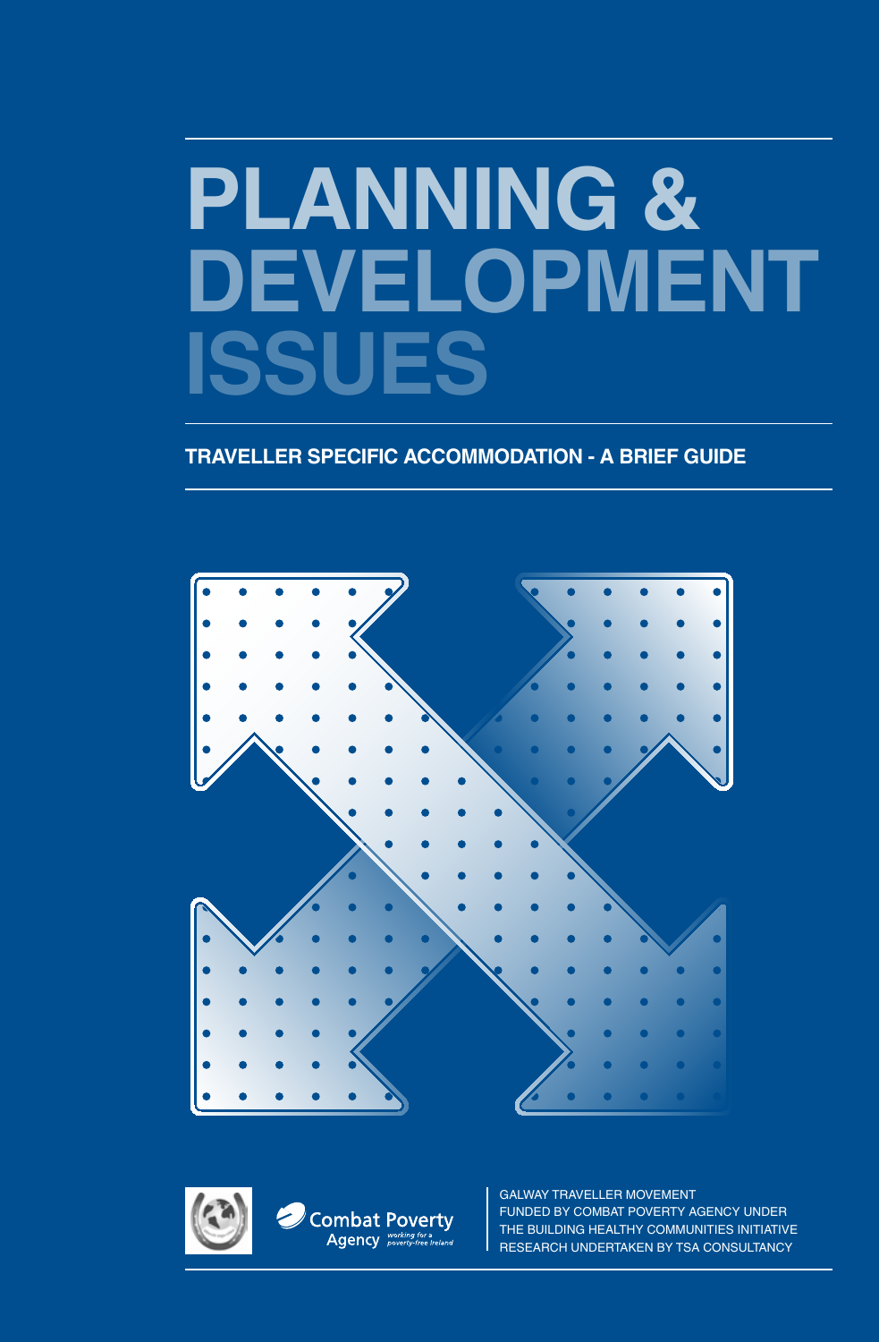# PLANNING & DEVELOPMENT ISSUES

## TRAVELLER SPECIFIC ACCOMMODATION - A BRIEF GUIDE

Combat Poverty Agency *working for a poverty-free Ireland*

GALWAY TRAVELLER MOVEMENT
FUNDED BY COMBAT POVERTY AGENCY UNDER THE BUILDING HEALTHY COMMUNITIES INITIATIVE
RESEARCH UNDERTAKEN BY TSA CONSULTANCY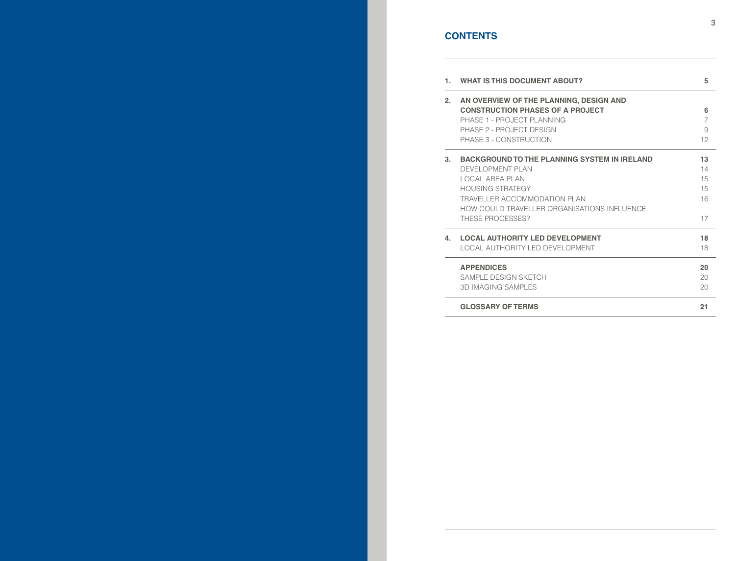## CONTENTS

| | | |
|---|---|---|
| **1.** | **WHAT IS THIS DOCUMENT ABOUT?** | **5** |
| **2.** | **AN OVERVIEW OF THE PLANNING, DESIGN AND CONSTRUCTION PHASES OF A PROJECT** | **6** |
| | PHASE 1 - PROJECT PLANNING | 7 |
| | PHASE 2 - PROJECT DESIGN | 9 |
| | PHASE 3 - CONSTRUCTION | 12 |
| **3.** | **BACKGROUND TO THE PLANNING SYSTEM IN IRELAND** | **13** |
| | DEVELOPMENT PLAN | 14 |
| | LOCAL AREA PLAN | 15 |
| | HOUSING STRATEGY | 15 |
| | TRAVELLER ACCOMMODATION PLAN | 16 |
| | HOW COULD TRAVELLER ORGANISATIONS INFLUENCE THESE PROCESSES? | 17 |
| **4.** | **LOCAL AUTHORITY LED DEVELOPMENT** | **18** |
| | LOCAL AUTHORITY LED DEVELOPMENT | 18 |
| | **APPENDICES** | **20** |
| | SAMPLE DESIGN SKETCH | 20 |
| | 3D IMAGING SAMPLES | 20 |
| | **GLOSSARY OF TERMS** | **21** |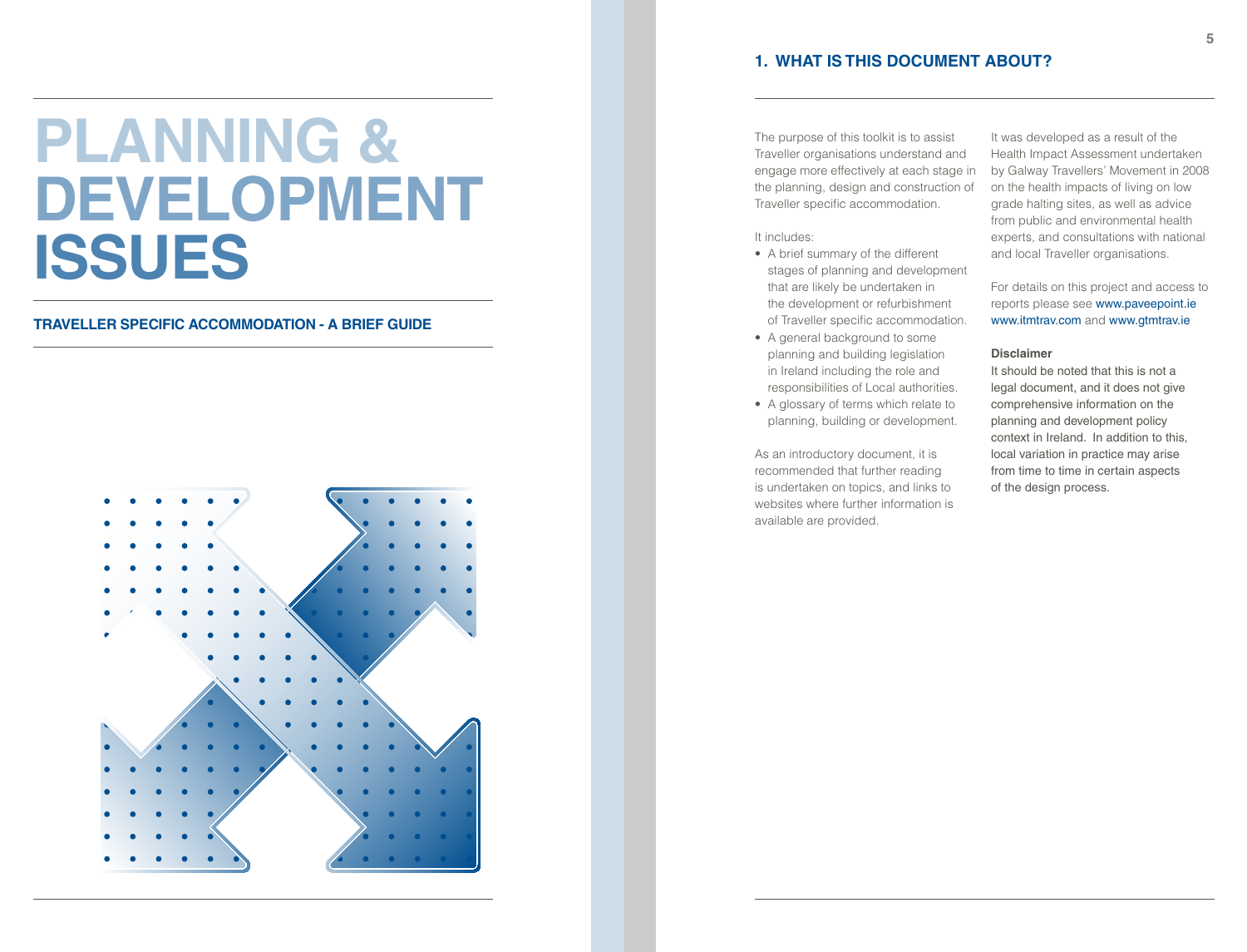# PLANNING & DEVELOPMENT ISSUES

**TRAVELLER SPECIFIC ACCOMMODATION - A BRIEF GUIDE**

## 1. WHAT IS THIS DOCUMENT ABOUT?

The purpose of this toolkit is to assist Traveller organisations understand and engage more effectively at each stage in the planning, design and construction of Traveller specific accommodation.

It includes:

- A brief summary of the different stages of planning and development that are likely be undertaken in the development or refurbishment of Traveller specific accommodation.
- A general background to some planning and building legislation in Ireland including the role and responsibilities of Local authorities.
- A glossary of terms which relate to planning, building or development.

As an introductory document, it is recommended that further reading is undertaken on topics, and links to websites where further information is available are provided.

It was developed as a result of the Health Impact Assessment undertaken by Galway Travellers' Movement in 2008 on the health impacts of living on low grade halting sites, as well as advice from public and environmental health experts, and consultations with national and local Traveller organisations.

For details on this project and access to reports please see www.paveepoint.ie www.itmtrav.com and www.gtmtrav.ie

**Disclaimer**

It should be noted that this is not a legal document, and it does not give comprehensive information on the planning and development policy context in Ireland. In addition to this, local variation in practice may arise from time to time in certain aspects of the design process.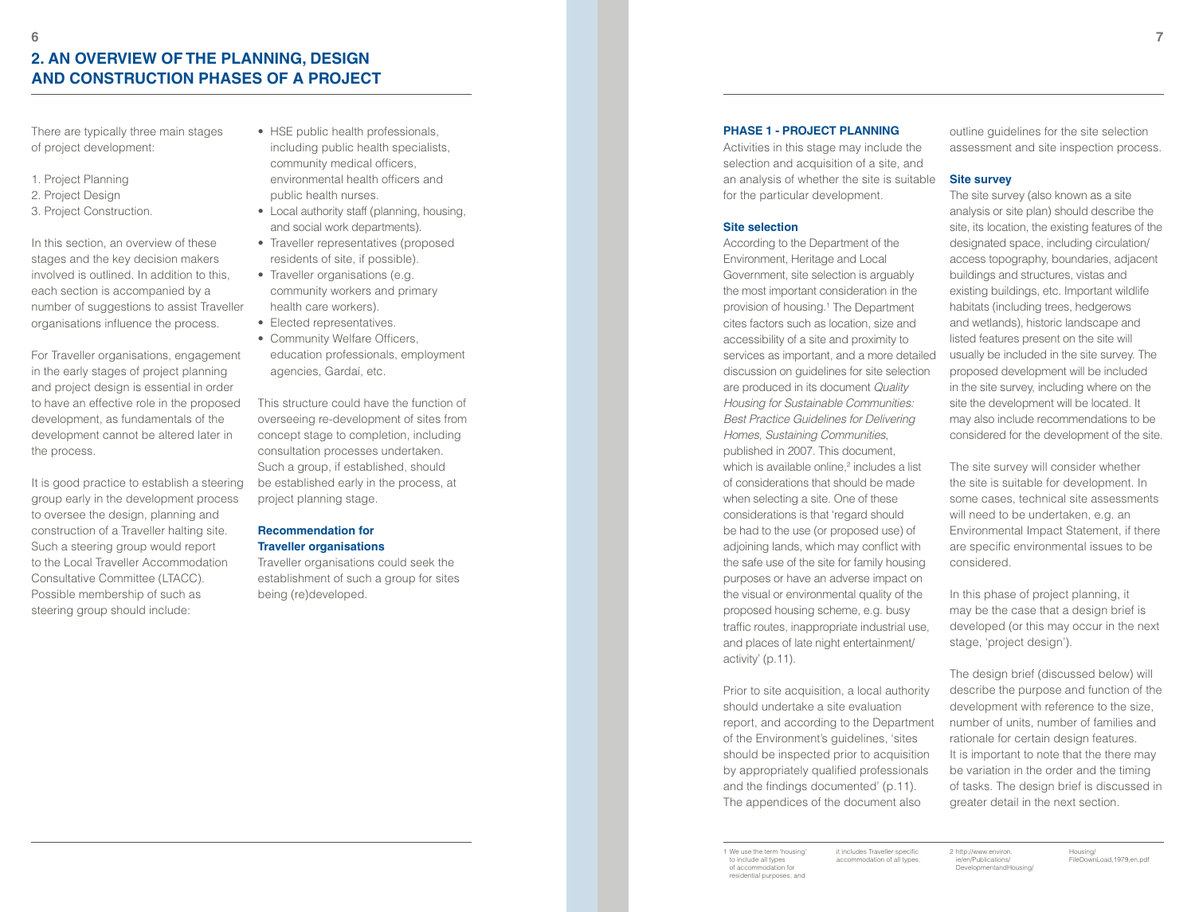## 2. AN OVERVIEW OF THE PLANNING, DESIGN AND CONSTRUCTION PHASES OF A PROJECT

There are typically three main stages of project development:

1. Project Planning
2. Project Design
3. Project Construction.

In this section, an overview of these stages and the key decision makers involved is outlined. In addition to this, each section is accompanied by a number of suggestions to assist Traveller organisations influence the process.

For Traveller organisations, engagement in the early stages of project planning and project design is essential in order to have an effective role in the proposed development, as fundamentals of the development cannot be altered later in the process.

It is good practice to establish a steering group early in the development process to oversee the design, planning and construction of a Traveller halting site. Such a steering group would report to the Local Traveller Accommodation Consultative Committee (LTACC). Possible membership of such as steering group should include:

- HSE public health professionals, including public health specialists, community medical officers, environmental health officers and public health nurses.
- Local authority staff (planning, housing, and social work departments).
- Traveller representatives (proposed residents of site, if possible).
- Traveller organisations (e.g. community workers and primary health care workers).
- Elected representatives.
- Community Welfare Officers, education professionals, employment agencies, Gardaí, etc.

This structure could have the function of overseeing re-development of sites from concept stage to completion, including consultation processes undertaken. Such a group, if established, should be established early in the process, at project planning stage.

**Recommendation for Traveller organisations**

Traveller organisations could seek the establishment of such a group for sites being (re)developed.

### PHASE 1 - PROJECT PLANNING

Activities in this stage may include the selection and acquisition of a site, and an analysis of whether the site is suitable for the particular development.

**Site selection**

According to the Department of the Environment, Heritage and Local Government, site selection is arguably the most important consideration in the provision of housing.[1] The Department cites factors such as location, size and accessibility of a site and proximity to services as important, and a more detailed discussion on guidelines for site selection are produced in its document *Quality Housing for Sustainable Communities: Best Practice Guidelines for Delivering Homes, Sustaining Communities*, published in 2007. This document, which is available online,[2] includes a list of considerations that should be made when selecting a site. One of these considerations is that 'regard should be had to the use (or proposed use) of adjoining lands, which may conflict with the safe use of the site for family housing purposes or have an adverse impact on the visual or environmental quality of the proposed housing scheme, e.g. busy traffic routes, inappropriate industrial use, and places of late night entertainment/ activity' (p.11).

Prior to site acquisition, a local authority should undertake a site evaluation report, and according to the Department of the Environment's guidelines, 'sites should be inspected prior to acquisition by appropriately qualified professionals and the findings documented' (p.11). The appendices of the document also outline guidelines for the site selection assessment and site inspection process.

**Site survey**

The site survey (also known as a site analysis or site plan) should describe the site, its location, the existing features of the designated space, including circulation/ access topography, boundaries, adjacent buildings and structures, vistas and existing buildings, etc. Important wildlife habitats (including trees, hedgerows and wetlands), historic landscape and listed features present on the site will usually be included in the site survey. The proposed development will be included in the site survey, including where on the site the development will be located. It may also include recommendations to be considered for the development of the site.

The site survey will consider whether the site is suitable for development. In some cases, technical site assessments will need to be undertaken, e.g. an Environmental Impact Statement, if there are specific environmental issues to be considered.

In this phase of project planning, it may be the case that a design brief is developed (or this may occur in the next stage, 'project design').

The design brief (discussed below) will describe the purpose and function of the development with reference to the size, number of units, number of families and rationale for certain design features. It is important to note that the there may be variation in the order and the timing of tasks. The design brief is discussed in greater detail in the next section.

1 We use the term 'housing' to include all types of accommodation for residential purposes, and it includes Traveller specific accommodation of all types.

2 http://www.environ.ie/en/Publications/DevelopmentandHousing/Housing/FileDownLoad,1979,en.pdf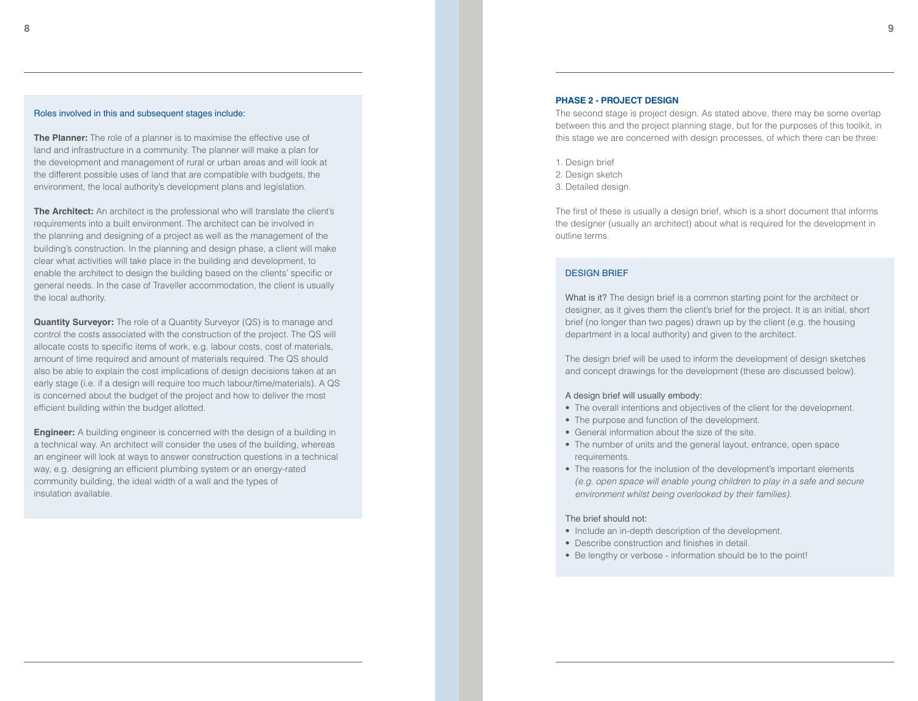Roles involved in this and subsequent stages include:

**The Planner:** The role of a planner is to maximise the effective use of land and infrastructure in a community. The planner will make a plan for the development and management of rural or urban areas and will look at the different possible uses of land that are compatible with budgets, the environment, the local authority's development plans and legislation.

**The Architect:** An architect is the professional who will translate the client's requirements into a built environment. The architect can be involved in the planning and designing of a project as well as the management of the building's construction. In the planning and design phase, a client will make clear what activities will take place in the building and development, to enable the architect to design the building based on the clients' specific or general needs. In the case of Traveller accommodation, the client is usually the local authority.

**Quantity Surveyor:** The role of a Quantity Surveyor (QS) is to manage and control the costs associated with the construction of the project. The QS will allocate costs to specific items of work, e.g. labour costs, cost of materials, amount of time required and amount of materials required. The QS should also be able to explain the cost implications of design decisions taken at an early stage (i.e. if a design will require too much labour/time/materials). A QS is concerned about the budget of the project and how to deliver the most efficient building within the budget allotted.

**Engineer:** A building engineer is concerned with the design of a building in a technical way. An architect will consider the uses of the building, whereas an engineer will look at ways to answer construction questions in a technical way, e.g. designing an efficient plumbing system or an energy-rated community building, the ideal width of a wall and the types of insulation available.

## PHASE 2 - PROJECT DESIGN

The second stage is project design. As stated above, there may be some overlap between this and the project planning stage, but for the purposes of this toolkit, in this stage we are concerned with design processes, of which there can be three:

1. Design brief
2. Design sketch
3. Detailed design.

The first of these is usually a design brief, which is a short document that informs the designer (usually an architect) about what is required for the development in outline terms.

### DESIGN BRIEF

What is it? The design brief is a common starting point for the architect or designer, as it gives them the client's brief for the project. It is an initial, short brief (no longer than two pages) drawn up by the client (e.g. the housing department in a local authority) and given to the architect.

The design brief will be used to inform the development of design sketches and concept drawings for the development (these are discussed below).

A design brief will usually embody:

- The overall intentions and objectives of the client for the development.
- The purpose and function of the development.
- General information about the size of the site.
- The number of units and the general layout, entrance, open space requirements.
- The reasons for the inclusion of the development's important elements *(e.g. open space will enable young children to play in a safe and secure environment whilst being overlooked by their families).*

The brief should not:

- Include an in-depth description of the development.
- Describe construction and finishes in detail.
- Be lengthy or verbose - information should be to the point!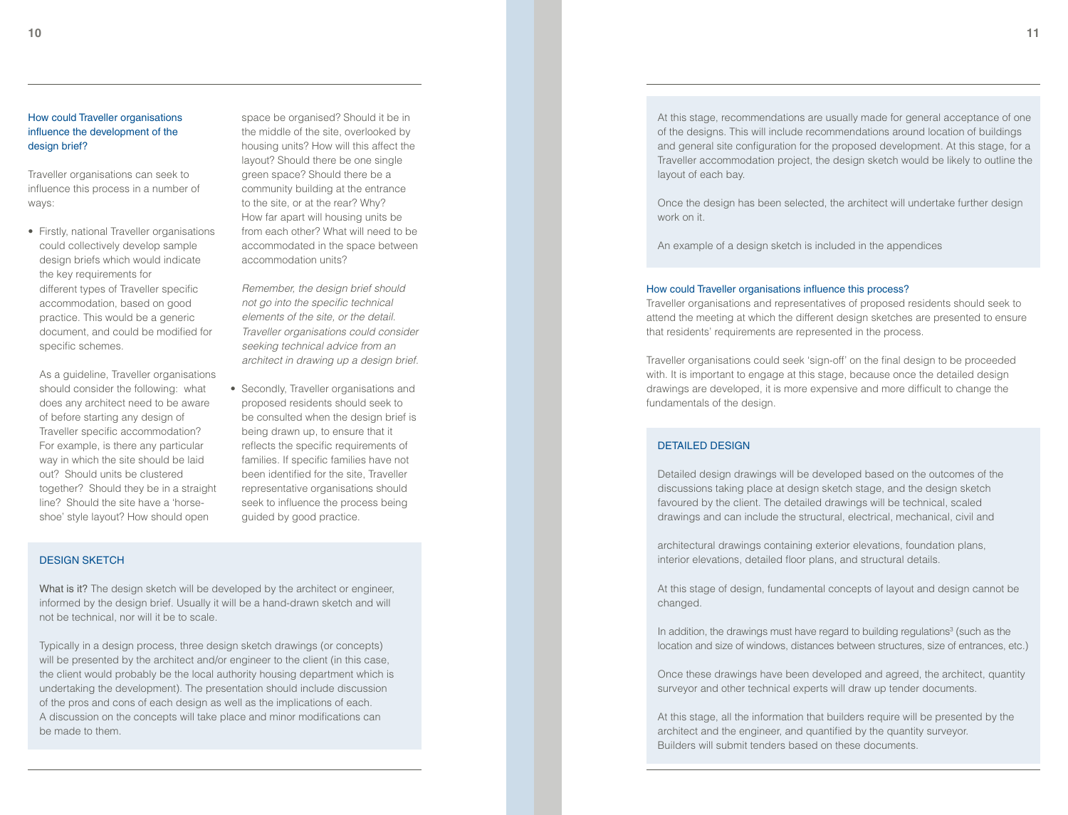### How could Traveller organisations influence the development of the design brief?

Traveller organisations can seek to influence this process in a number of ways:

- Firstly, national Traveller organisations could collectively develop sample design briefs which would indicate the key requirements for different types of Traveller specific accommodation, based on good practice. This would be a generic document, and could be modified for specific schemes.

  As a guideline, Traveller organisations should consider the following: what does any architect need to be aware of before starting any design of Traveller specific accommodation? For example, is there any particular way in which the site should be laid out? Should units be clustered together? Should they be in a straight line? Should the site have a 'horse-shoe' style layout? How should open space be organised? Should it be in the middle of the site, overlooked by housing units? How will this affect the layout? Should there be one single green space? Should there be a community building at the entrance to the site, or at the rear? Why? How far apart will housing units be from each other? What will need to be accommodated in the space between accommodation units?

  *Remember, the design brief should not go into the specific technical elements of the site, or the detail. Traveller organisations could consider seeking technical advice from an architect in drawing up a design brief.*

- Secondly, Traveller organisations and proposed residents should seek to be consulted when the design brief is being drawn up, to ensure that it reflects the specific requirements of families. If specific families have not been identified for the site, Traveller representative organisations should seek to influence the process being guided by good practice.

## DESIGN SKETCH

What is it? The design sketch will be developed by the architect or engineer, informed by the design brief. Usually it will be a hand-drawn sketch and will not be technical, nor will it be to scale.

Typically in a design process, three design sketch drawings (or concepts) will be presented by the architect and/or engineer to the client (in this case, the client would probably be the local authority housing department which is undertaking the development). The presentation should include discussion of the pros and cons of each design as well as the implications of each. A discussion on the concepts will take place and minor modifications can be made to them.

At this stage, recommendations are usually made for general acceptance of one of the designs. This will include recommendations around location of buildings and general site configuration for the proposed development. At this stage, for a Traveller accommodation project, the design sketch would be likely to outline the layout of each bay.

Once the design has been selected, the architect will undertake further design work on it.

An example of a design sketch is included in the appendices

### How could Traveller organisations influence this process?

Traveller organisations and representatives of proposed residents should seek to attend the meeting at which the different design sketches are presented to ensure that residents' requirements are represented in the process.

Traveller organisations could seek 'sign-off' on the final design to be proceeded with. It is important to engage at this stage, because once the detailed design drawings are developed, it is more expensive and more difficult to change the fundamentals of the design.

## DETAILED DESIGN

Detailed design drawings will be developed based on the outcomes of the discussions taking place at design sketch stage, and the design sketch favoured by the client. The detailed drawings will be technical, scaled drawings and can include the structural, electrical, mechanical, civil and architectural drawings containing exterior elevations, foundation plans, interior elevations, detailed floor plans, and structural details.

At this stage of design, fundamental concepts of layout and design cannot be changed.

In addition, the drawings must have regard to building regulations[3] (such as the location and size of windows, distances between structures, size of entrances, etc.)

Once these drawings have been developed and agreed, the architect, quantity surveyor and other technical experts will draw up tender documents.

At this stage, all the information that builders require will be presented by the architect and the engineer, and quantified by the quantity surveyor. Builders will submit tenders based on these documents.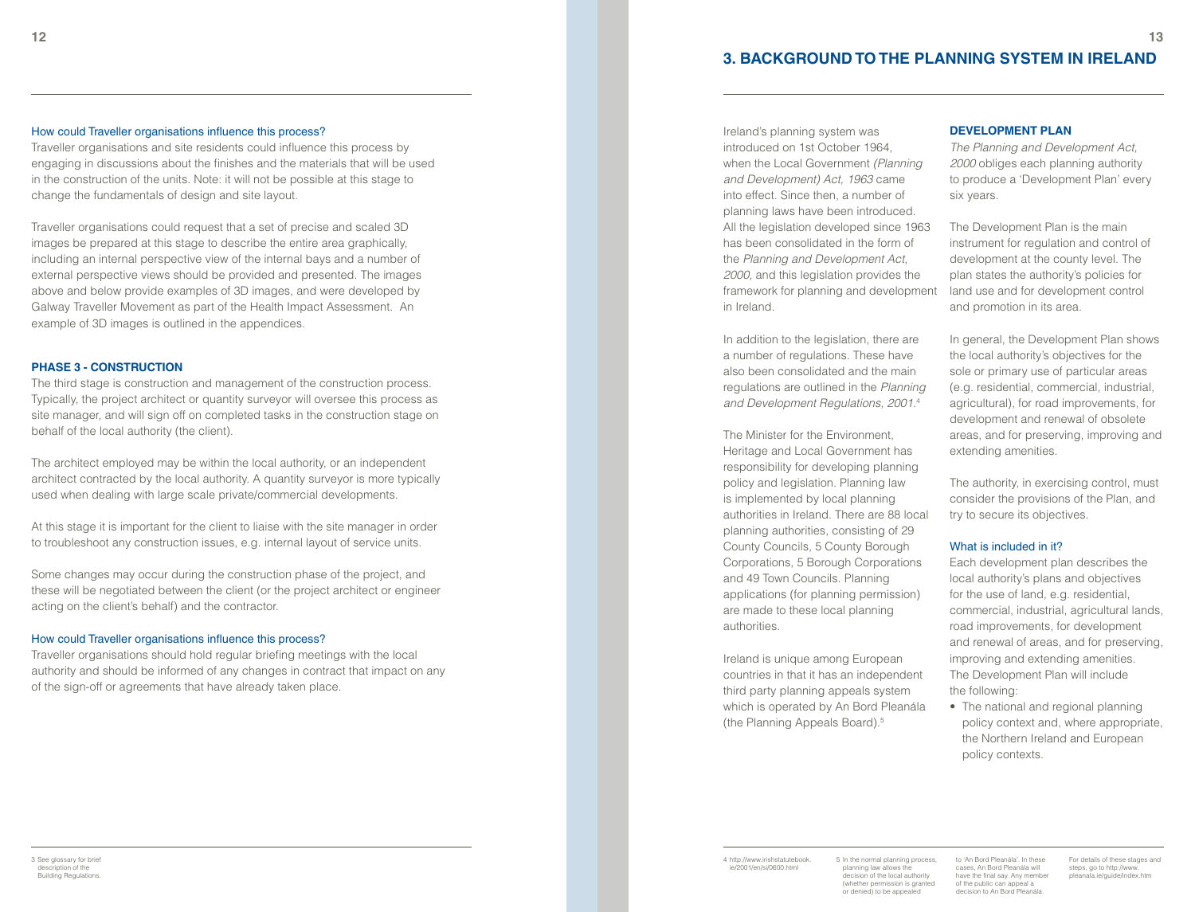### How could Traveller organisations influence this process?

Traveller organisations and site residents could influence this process by engaging in discussions about the finishes and the materials that will be used in the construction of the units. Note: it will not be possible at this stage to change the fundamentals of design and site layout.

Traveller organisations could request that a set of precise and scaled 3D images be prepared at this stage to describe the entire area graphically, including an internal perspective view of the internal bays and a number of external perspective views should be provided and presented. The images above and below provide examples of 3D images, and were developed by Galway Traveller Movement as part of the Health Impact Assessment. An example of 3D images is outlined in the appendices.

### PHASE 3 - CONSTRUCTION

The third stage is construction and management of the construction process. Typically, the project architect or quantity surveyor will oversee this process as site manager, and will sign off on completed tasks in the construction stage on behalf of the local authority (the client).

The architect employed may be within the local authority, or an independent architect contracted by the local authority. A quantity surveyor is more typically used when dealing with large scale private/commercial developments.

At this stage it is important for the client to liaise with the site manager in order to troubleshoot any construction issues, e.g. internal layout of service units.

Some changes may occur during the construction phase of the project, and these will be negotiated between the client (or the project architect or engineer acting on the client's behalf) and the contractor.

### How could Traveller organisations influence this process?

Traveller organisations should hold regular briefing meetings with the local authority and should be informed of any changes in contract that impact on any of the sign-off or agreements that have already taken place.

3 See glossary for brief description of the Building Regulations.

## 3. BACKGROUND TO THE PLANNING SYSTEM IN IRELAND

Ireland's planning system was introduced on 1st October 1964, when the Local Government *(Planning and Development) Act, 1963* came into effect. Since then, a number of planning laws have been introduced. All the legislation developed since 1963 has been consolidated in the form of the *Planning and Development Act, 2000*, and this legislation provides the framework for planning and development in Ireland.

In addition to the legislation, there are a number of regulations. These have also been consolidated and the main regulations are outlined in the *Planning and Development Regulations, 2001*.[4]

The Minister for the Environment, Heritage and Local Government has responsibility for developing planning policy and legislation. Planning law is implemented by local planning authorities in Ireland. There are 88 local planning authorities, consisting of 29 County Councils, 5 County Borough Corporations, 5 Borough Corporations and 49 Town Councils. Planning applications (for planning permission) are made to these local planning authorities.

Ireland is unique among European countries in that it has an independent third party planning appeals system which is operated by An Bord Pleanála (the Planning Appeals Board).[5]

### DEVELOPMENT PLAN

*The Planning and Development Act, 2000* obliges each planning authority to produce a 'Development Plan' every six years.

The Development Plan is the main instrument for regulation and control of development at the county level. The plan states the authority's policies for land use and for development control and promotion in its area.

In general, the Development Plan shows the local authority's objectives for the sole or primary use of particular areas (e.g. residential, commercial, industrial, agricultural), for road improvements, for development and renewal of obsolete areas, and for preserving, improving and extending amenities.

The authority, in exercising control, must consider the provisions of the Plan, and try to secure its objectives.

### What is included in it?

Each development plan describes the local authority's plans and objectives for the use of land, e.g. residential, commercial, industrial, agricultural lands, road improvements, for development and renewal of areas, and for preserving, improving and extending amenities. The Development Plan will include the following:

- The national and regional planning policy context and, where appropriate, the Northern Ireland and European policy contexts.

4 http://www.irishstatutebook.ie/2001/en/si/0600.html

5 In the normal planning process, planning law allows the decision of the local authority (whether permission is granted or denied) to be appealed to 'An Bord Pleanála'. In these cases, An Bord Pleanála will have the final say. Any member of the public can appeal a decision to An Bord Pleanála. For details of these stages and steps, go to http://www.pleanala.ie/guide/index.htm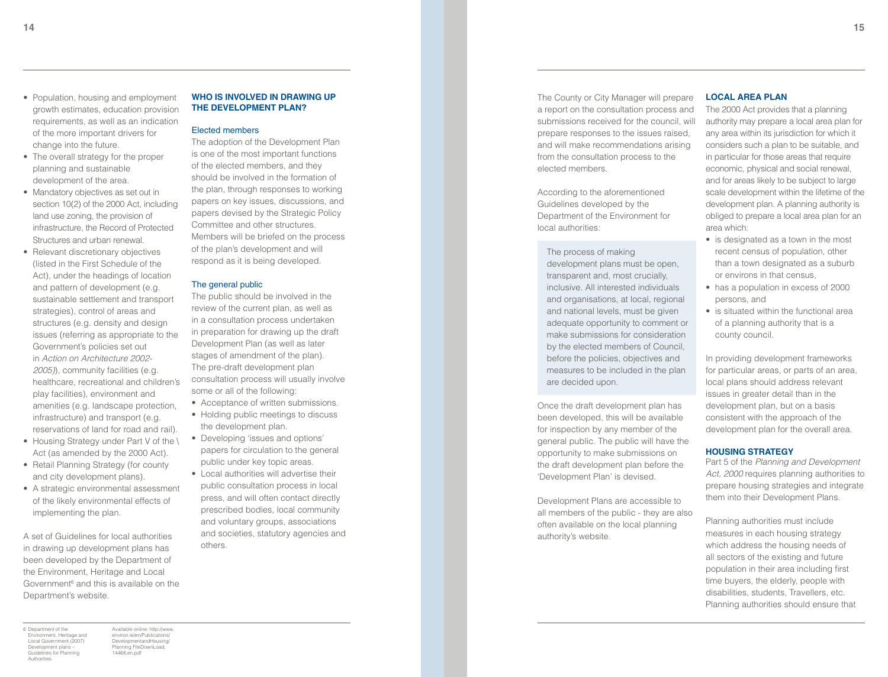- Population, housing and employment growth estimates, education provision requirements, as well as an indication of the more important drivers for change into the future.
- The overall strategy for the proper planning and sustainable development of the area.
- Mandatory objectives as set out in section 10(2) of the 2000 Act, including land use zoning, the provision of infrastructure, the Record of Protected Structures and urban renewal.
- Relevant discretionary objectives (listed in the First Schedule of the Act), under the headings of location and pattern of development (e.g. sustainable settlement and transport strategies), control of areas and structures (e.g. density and design issues (referring as appropriate to the Government's policies set out in *Action on Architecture 2002-2005*)), community facilities (e.g. healthcare, recreational and children's play facilities), environment and amenities (e.g. landscape protection, infrastructure) and transport (e.g. reservations of land for road and rail).
- Housing Strategy under Part V of the \ Act (as amended by the 2000 Act).
- Retail Planning Strategy (for county and city development plans).
- A strategic environmental assessment of the likely environmental effects of implementing the plan.

A set of Guidelines for local authorities in drawing up development plans has been developed by the Department of the Environment, Heritage and Local Government[6] and this is available on the Department's website.

## WHO IS INVOLVED IN DRAWING UP THE DEVELOPMENT PLAN?

### Elected members

The adoption of the Development Plan is one of the most important functions of the elected members, and they should be involved in the formation of the plan, through responses to working papers on key issues, discussions, and papers devised by the Strategic Policy Committee and other structures. Members will be briefed on the process of the plan's development and will respond as it is being developed.

### The general public

The public should be involved in the review of the current plan, as well as in a consultation process undertaken in preparation for drawing up the draft Development Plan (as well as later stages of amendment of the plan). The pre-draft development plan consultation process will usually involve some or all of the following:

- Acceptance of written submissions.
- Holding public meetings to discuss the development plan.
- Developing 'issues and options' papers for circulation to the general public under key topic areas.
- Local authorities will advertise their public consultation process in local press, and will often contact directly prescribed bodies, local community and voluntary groups, associations and societies, statutory agencies and others.

The County or City Manager will prepare a report on the consultation process and submissions received for the council, will prepare responses to the issues raised, and will make recommendations arising from the consultation process to the elected members.

According to the aforementioned Guidelines developed by the Department of the Environment for local authorities:

> The process of making development plans must be open, transparent and, most crucially, inclusive. All interested individuals and organisations, at local, regional and national levels, must be given adequate opportunity to comment or make submissions for consideration by the elected members of Council, before the policies, objectives and measures to be included in the plan are decided upon.

Once the draft development plan has been developed, this will be available for inspection by any member of the general public. The public will have the opportunity to make submissions on the draft development plan before the 'Development Plan' is devised.

Development Plans are accessible to all members of the public - they are also often available on the local planning authority's website.

## LOCAL AREA PLAN

The 2000 Act provides that a planning authority may prepare a local area plan for any area within its jurisdiction for which it considers such a plan to be suitable, and in particular for those areas that require economic, physical and social renewal, and for areas likely to be subject to large scale development within the lifetime of the development plan. A planning authority is obliged to prepare a local area plan for an area which:

- is designated as a town in the most recent census of population, other than a town designated as a suburb or environs in that census,
- has a population in excess of 2000 persons, and
- is situated within the functional area of a planning authority that is a county council.

In providing development frameworks for particular areas, or parts of an area, local plans should address relevant issues in greater detail than in the development plan, but on a basis consistent with the approach of the development plan for the overall area.

## HOUSING STRATEGY

Part 5 of the *Planning and Development Act, 2000* requires planning authorities to prepare housing strategies and integrate them into their Development Plans.

Planning authorities must include measures in each housing strategy which address the housing needs of all sectors of the existing and future population in their area including first time buyers, the elderly, people with disabilities, students, Travellers, etc. Planning authorities should ensure that

---

6 Department of the Environment, Heritage and Local Government (2007) Development plans – Guidelines for Planning Authorities. Available online: http://www.environ.ie/en/Publications/DevelopmentandHousing/Planning FileDownLoad,14468,en.pdf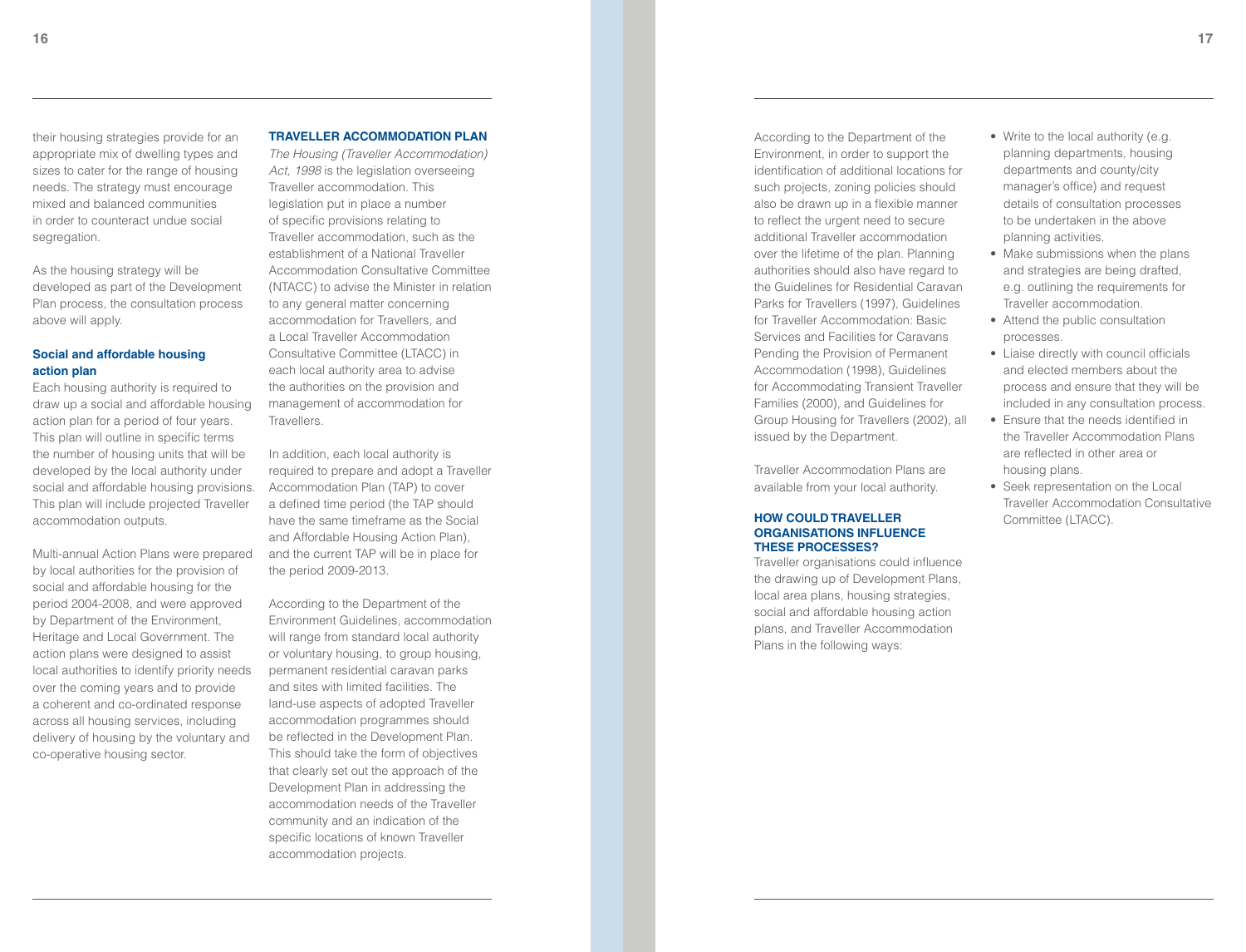their housing strategies provide for an appropriate mix of dwelling types and sizes to cater for the range of housing needs. The strategy must encourage mixed and balanced communities in order to counteract undue social segregation.

As the housing strategy will be developed as part of the Development Plan process, the consultation process above will apply.

### Social and affordable housing action plan

Each housing authority is required to draw up a social and affordable housing action plan for a period of four years. This plan will outline in specific terms the number of housing units that will be developed by the local authority under social and affordable housing provisions. This plan will include projected Traveller accommodation outputs.

Multi-annual Action Plans were prepared by local authorities for the provision of social and affordable housing for the period 2004-2008, and were approved by Department of the Environment, Heritage and Local Government. The action plans were designed to assist local authorities to identify priority needs over the coming years and to provide a coherent and co-ordinated response across all housing services, including delivery of housing by the voluntary and co-operative housing sector.

## TRAVELLER ACCOMMODATION PLAN

*The Housing (Traveller Accommodation) Act, 1998* is the legislation overseeing Traveller accommodation. This legislation put in place a number of specific provisions relating to Traveller accommodation, such as the establishment of a National Traveller Accommodation Consultative Committee (NTACC) to advise the Minister in relation to any general matter concerning accommodation for Travellers, and a Local Traveller Accommodation Consultative Committee (LTACC) in each local authority area to advise the authorities on the provision and management of accommodation for Travellers.

In addition, each local authority is required to prepare and adopt a Traveller Accommodation Plan (TAP) to cover a defined time period (the TAP should have the same timeframe as the Social and Affordable Housing Action Plan), and the current TAP will be in place for the period 2009-2013.

According to the Department of the Environment Guidelines, accommodation will range from standard local authority or voluntary housing, to group housing, permanent residential caravan parks and sites with limited facilities. The land-use aspects of adopted Traveller accommodation programmes should be reflected in the Development Plan. This should take the form of objectives that clearly set out the approach of the Development Plan in addressing the accommodation needs of the Traveller community and an indication of the specific locations of known Traveller accommodation projects.

According to the Department of the Environment, in order to support the identification of additional locations for such projects, zoning policies should also be drawn up in a flexible manner to reflect the urgent need to secure additional Traveller accommodation over the lifetime of the plan. Planning authorities should also have regard to the Guidelines for Residential Caravan Parks for Travellers (1997), Guidelines for Traveller Accommodation: Basic Services and Facilities for Caravans Pending the Provision of Permanent Accommodation (1998), Guidelines for Accommodating Transient Traveller Families (2000), and Guidelines for Group Housing for Travellers (2002), all issued by the Department.

Traveller Accommodation Plans are available from your local authority.

## HOW COULD TRAVELLER ORGANISATIONS INFLUENCE THESE PROCESSES?

Traveller organisations could influence the drawing up of Development Plans, local area plans, housing strategies, social and affordable housing action plans, and Traveller Accommodation Plans in the following ways:

- Write to the local authority (e.g. planning departments, housing departments and county/city manager's office) and request details of consultation processes to be undertaken in the above planning activities.
- Make submissions when the plans and strategies are being drafted, e.g. outlining the requirements for Traveller accommodation.
- Attend the public consultation processes.
- Liaise directly with council officials and elected members about the process and ensure that they will be included in any consultation process.
- Ensure that the needs identified in the Traveller Accommodation Plans are reflected in other area or housing plans.
- Seek representation on the Local Traveller Accommodation Consultative Committee (LTACC).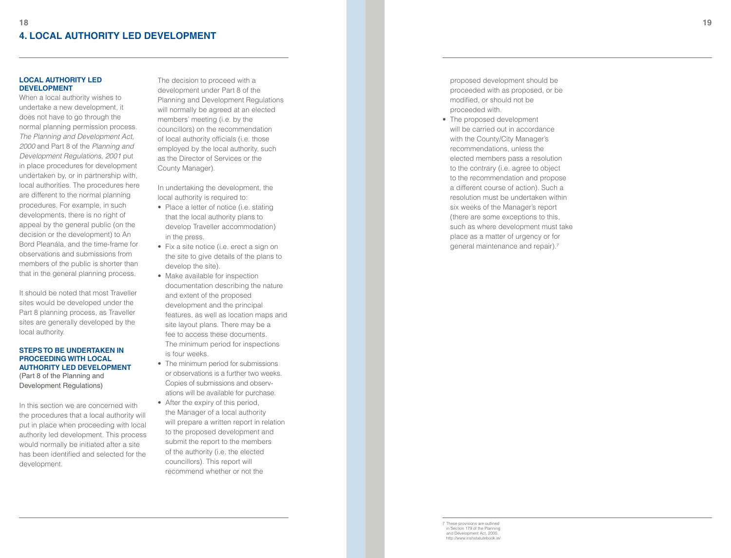# 4. LOCAL AUTHORITY LED DEVELOPMENT

## LOCAL AUTHORITY LED DEVELOPMENT

When a local authority wishes to undertake a new development, it does not have to go through the normal planning permission process. *The Planning and Development Act, 2000* and Part 8 of the *Planning and Development Regulations, 2001* put in place procedures for development undertaken by, or in partnership with, local authorities. The procedures here are different to the normal planning procedures. For example, in such developments, there is no right of appeal by the general public (on the decision or the development) to An Bord Pleanála, and the time-frame for observations and submissions from members of the public is shorter than that in the general planning process.

It should be noted that most Traveller sites would be developed under the Part 8 planning process, as Traveller sites are generally developed by the local authority.

## STEPS TO BE UNDERTAKEN IN PROCEEDING WITH LOCAL AUTHORITY LED DEVELOPMENT

(Part 8 of the Planning and Development Regulations)

In this section we are concerned with the procedures that a local authority will put in place when proceeding with local authority led development. This process would normally be initiated after a site has been identified and selected for the development.

The decision to proceed with a development under Part 8 of the Planning and Development Regulations will normally be agreed at an elected members' meeting (i.e. by the councillors) on the recommendation of local authority officials (i.e. those employed by the local authority, such as the Director of Services or the County Manager).

In undertaking the development, the local authority is required to:

- Place a letter of notice (i.e. stating that the local authority plans to develop Traveller accommodation) in the press.
- Fix a site notice (i.e. erect a sign on the site to give details of the plans to develop the site).
- Make available for inspection documentation describing the nature and extent of the proposed development and the principal features, as well as location maps and site layout plans. There may be a fee to access these documents. The minimum period for inspections is four weeks.
- The minimum period for submissions or observations is a further two weeks. Copies of submissions and observations will be available for purchase.
- After the expiry of this period, the Manager of a local authority will prepare a written report in relation to the proposed development and submit the report to the members of the authority (i.e. the elected councillors). This report will recommend whether or not the proposed development should be proceeded with as proposed, or be modified, or should not be proceeded with.
- The proposed development will be carried out in accordance with the County/City Manager's recommendations, unless the elected members pass a resolution to the contrary (i.e. agree to object to the recommendation and propose a different course of action). Such a resolution must be undertaken within six weeks of the Manager's report (there are some exceptions to this, such as where development must take place as a matter of urgency or for general maintenance and repair).[7]

[7] These provisions are outlined in Section 179 of the Planning and Development Act, 2000. http://www.irishstatutebook.ie/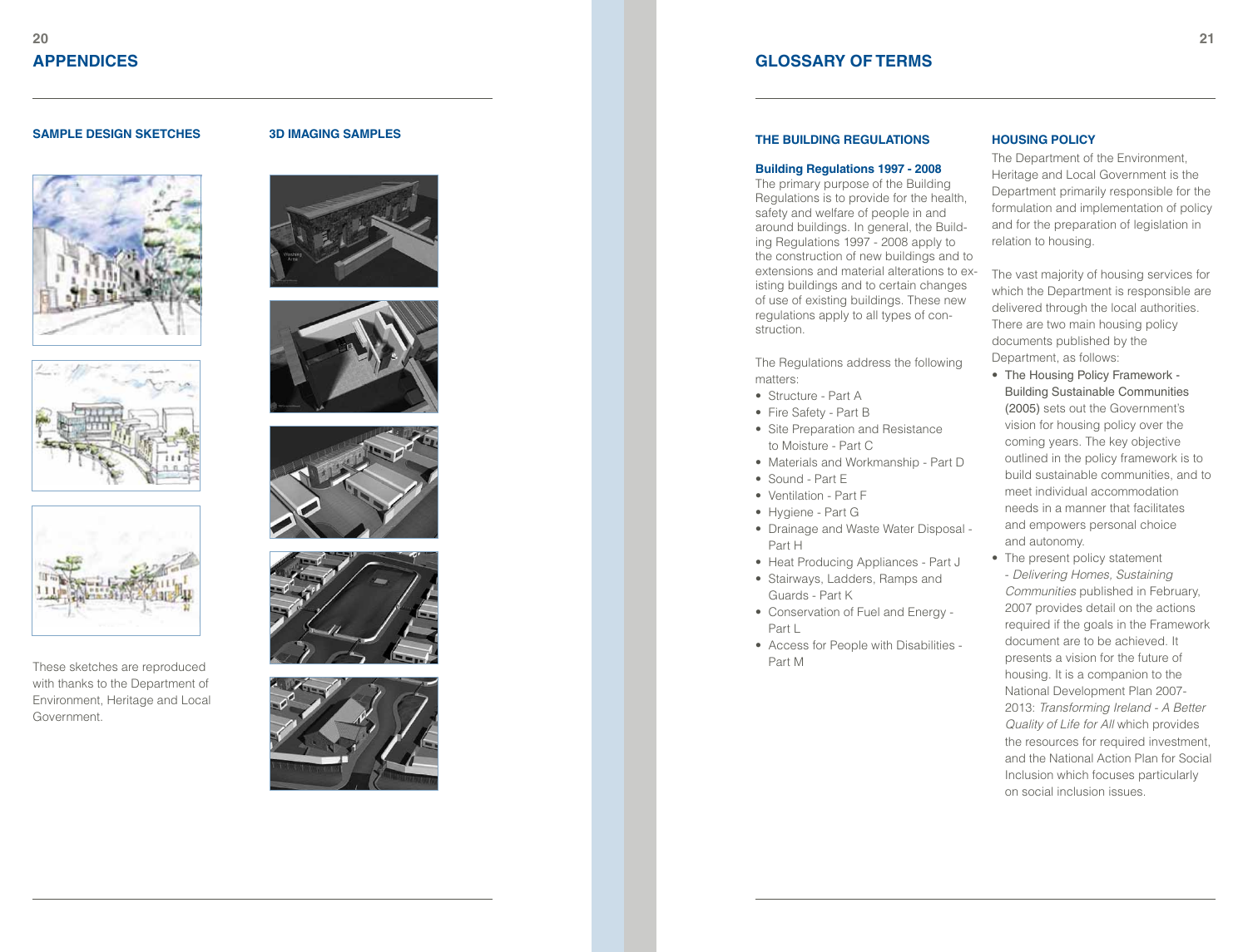## APPENDICES

### SAMPLE DESIGN SKETCHES

These sketches are reproduced with thanks to the Department of Environment, Heritage and Local Government.

### 3D IMAGING SAMPLES

## GLOSSARY OF TERMS

### THE BUILDING REGULATIONS

**Building Regulations 1997 - 2008**
The primary purpose of the Building Regulations is to provide for the health, safety and welfare of people in and around buildings. In general, the Building Regulations 1997 - 2008 apply to the construction of new buildings and to extensions and material alterations to existing buildings and to certain changes of use of existing buildings. These new regulations apply to all types of construction.

The Regulations address the following matters:

- Structure - Part A
- Fire Safety - Part B
- Site Preparation and Resistance to Moisture - Part C
- Materials and Workmanship - Part D
- Sound - Part E
- Ventilation - Part F
- Hygiene - Part G
- Drainage and Waste Water Disposal - Part H
- Heat Producing Appliances - Part J
- Stairways, Ladders, Ramps and Guards - Part K
- Conservation of Fuel and Energy - Part L
- Access for People with Disabilities - Part M

### HOUSING POLICY

The Department of the Environment, Heritage and Local Government is the Department primarily responsible for the formulation and implementation of policy and for the preparation of legislation in relation to housing.

The vast majority of housing services for which the Department is responsible are delivered through the local authorities. There are two main housing policy documents published by the Department, as follows:

- The Housing Policy Framework - Building Sustainable Communities (2005) sets out the Government's vision for housing policy over the coming years. The key objective outlined in the policy framework is to build sustainable communities, and to meet individual accommodation needs in a manner that facilitates and empowers personal choice and autonomy.
- The present policy statement - *Delivering Homes, Sustaining Communities* published in February, 2007 provides detail on the actions required if the goals in the Framework document are to be achieved. It presents a vision for the future of housing. It is a companion to the National Development Plan 2007-2013: *Transforming Ireland - A Better Quality of Life for All* which provides the resources for required investment, and the National Action Plan for Social Inclusion which focuses particularly on social inclusion issues.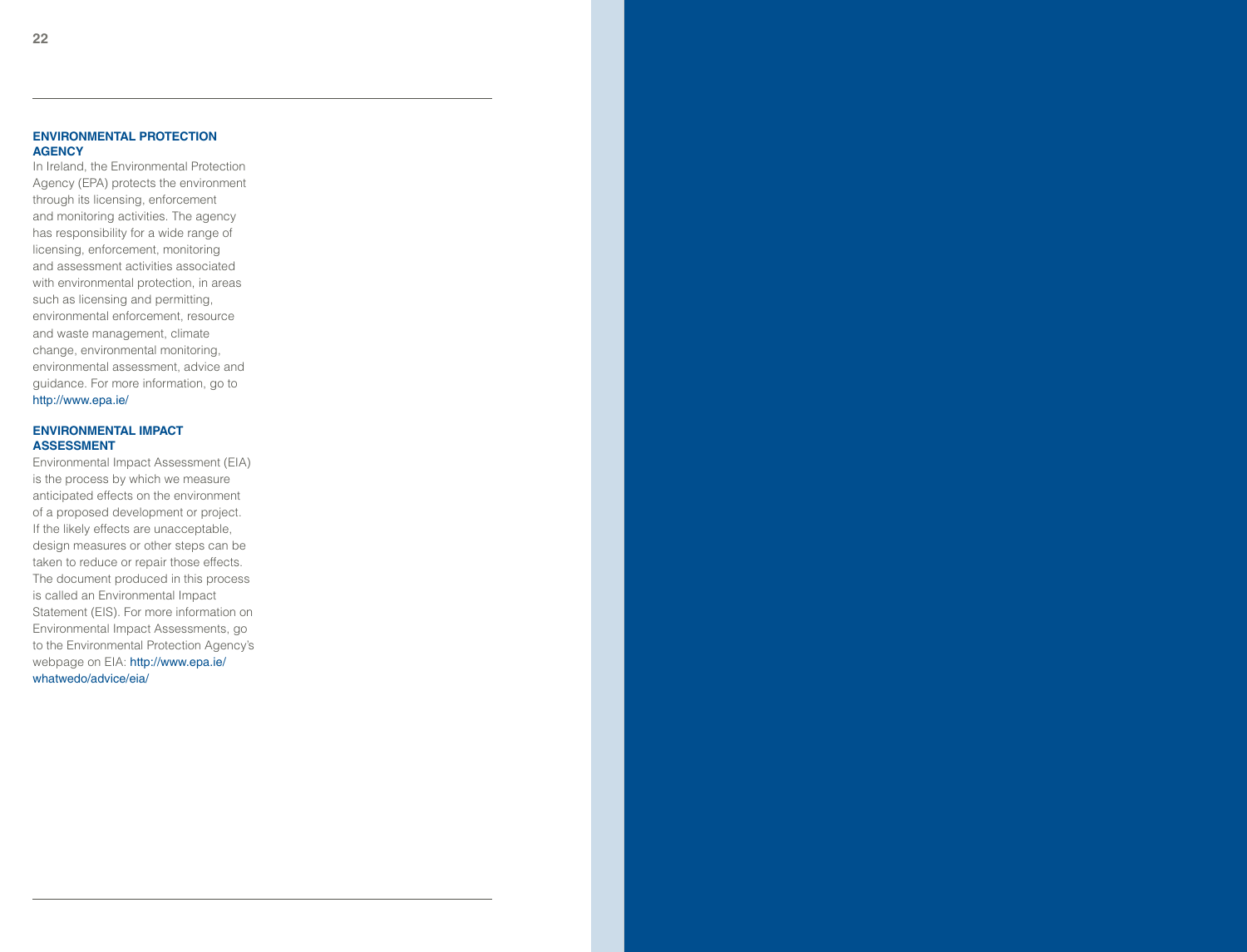## ENVIRONMENTAL PROTECTION AGENCY

In Ireland, the Environmental Protection Agency (EPA) protects the environment through its licensing, enforcement and monitoring activities. The agency has responsibility for a wide range of licensing, enforcement, monitoring and assessment activities associated with environmental protection, in areas such as licensing and permitting, environmental enforcement, resource and waste management, climate change, environmental monitoring, environmental assessment, advice and guidance. For more information, go to http://www.epa.ie/

## ENVIRONMENTAL IMPACT ASSESSMENT

Environmental Impact Assessment (EIA) is the process by which we measure anticipated effects on the environment of a proposed development or project. If the likely effects are unacceptable, design measures or other steps can be taken to reduce or repair those effects. The document produced in this process is called an Environmental Impact Statement (EIS). For more information on Environmental Impact Assessments, go to the Environmental Protection Agency's webpage on EIA: http://www.epa.ie/whatwedo/advice/eia/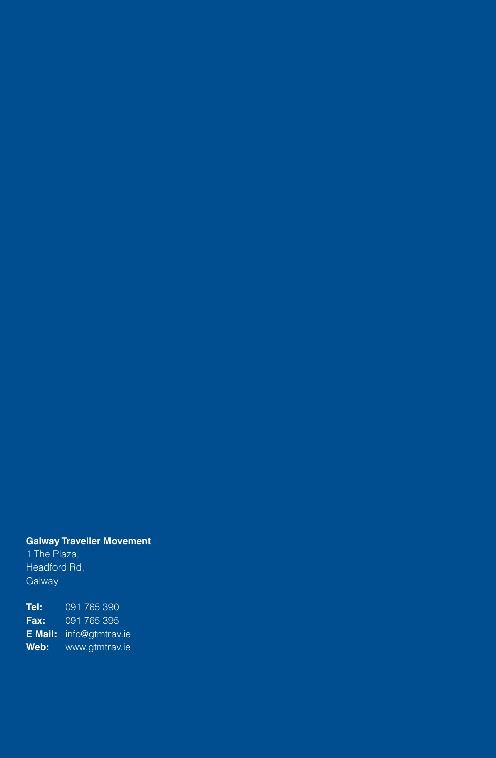**Galway Traveller Movement**
1 The Plaza,
Headford Rd,
Galway

**Tel:** 091 765 390
**Fax:** 091 765 395
**E Mail:** info@gtmtrav.ie
**Web:** www.gtmtrav.ie